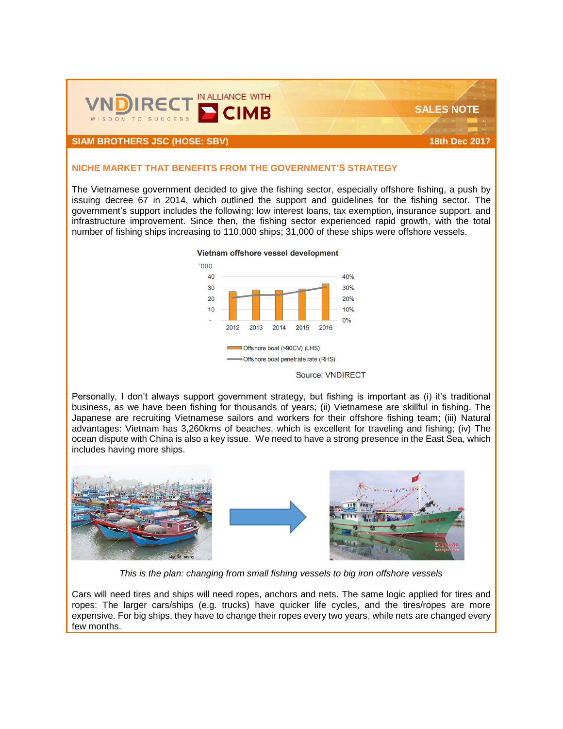SALES NOTE

**SIAM BROTHERS JSC (HOSE: SBV)** — **18th Dec 2017**

## NICHE MARKET THAT BENEFITS FROM THE GOVERNMENT'S STRATEGY

The Vietnamese government decided to give the fishing sector, especially offshore fishing, a push by issuing decree 67 in 2014, which outlined the support and guidelines for the fishing sector. The government's support includes the following: low interest loans, tax exemption, insurance support, and infrastructure improvement. Since then, the fishing sector experienced rapid growth, with the total number of fishing ships increasing to 110,000 ships; 31,000 of these ships were offshore vessels.

**Vietnam offshore vessel development**

'000

Legend: Offshore boat (>90CV) (LHS); Offshore boat penetrate rate (RHS)

Years: 2012, 2013, 2014, 2015, 2016

Source: VNDIRECT

Personally, I don't always support government strategy, but fishing is important as (i) it's traditional business, as we have been fishing for thousands of years; (ii) Vietnamese are skillful in fishing. The Japanese are recruiting Vietnamese sailors and workers for their offshore fishing team; (iii) Natural advantages: Vietnam has 3,260kms of beaches, which is excellent for traveling and fishing; (iv) The ocean dispute with China is also a key issue. We need to have a strong presence in the East Sea, which includes having more ships.

*This is the plan: changing from small fishing vessels to big iron offshore vessels*

Cars will need tires and ships will need ropes, anchors and nets. The same logic applied for tires and ropes: The larger cars/ships (e.g. trucks) have quicker life cycles, and the tires/ropes are more expensive. For big ships, they have to change their ropes every two years, while nets are changed every few months.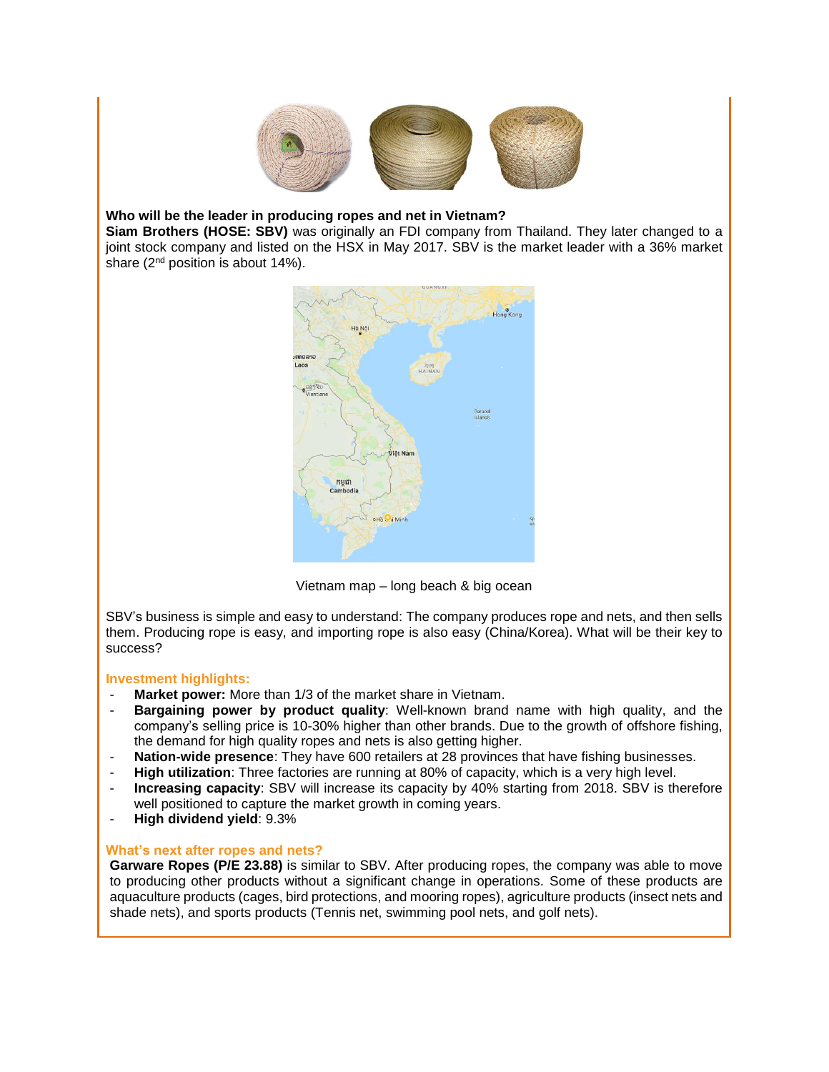**Who will be the leader in producing ropes and net in Vietnam?**

**Siam Brothers (HOSE: SBV)** was originally an FDI company from Thailand. They later changed to a joint stock company and listed on the HSX in May 2017. SBV is the market leader with a 36% market share (2nd position is about 14%).

Vietnam map – long beach & big ocean

SBV's business is simple and easy to understand: The company produces rope and nets, and then sells them. Producing rope is easy, and importing rope is also easy (China/Korea). What will be their key to success?

### Investment highlights:

- **Market power:** More than 1/3 of the market share in Vietnam.
- **Bargaining power by product quality**: Well-known brand name with high quality, and the company's selling price is 10-30% higher than other brands. Due to the growth of offshore fishing, the demand for high quality ropes and nets is also getting higher.
- **Nation-wide presence**: They have 600 retailers at 28 provinces that have fishing businesses.
- **High utilization**: Three factories are running at 80% of capacity, which is a very high level.
- **Increasing capacity**: SBV will increase its capacity by 40% starting from 2018. SBV is therefore well positioned to capture the market growth in coming years.
- **High dividend yield**: 9.3%

### What's next after ropes and nets?

**Garware Ropes (P/E 23.88)** is similar to SBV. After producing ropes, the company was able to move to producing other products without a significant change in operations. Some of these products are aquaculture products (cages, bird protections, and mooring ropes), agriculture products (insect nets and shade nets), and sports products (Tennis net, swimming pool nets, and golf nets).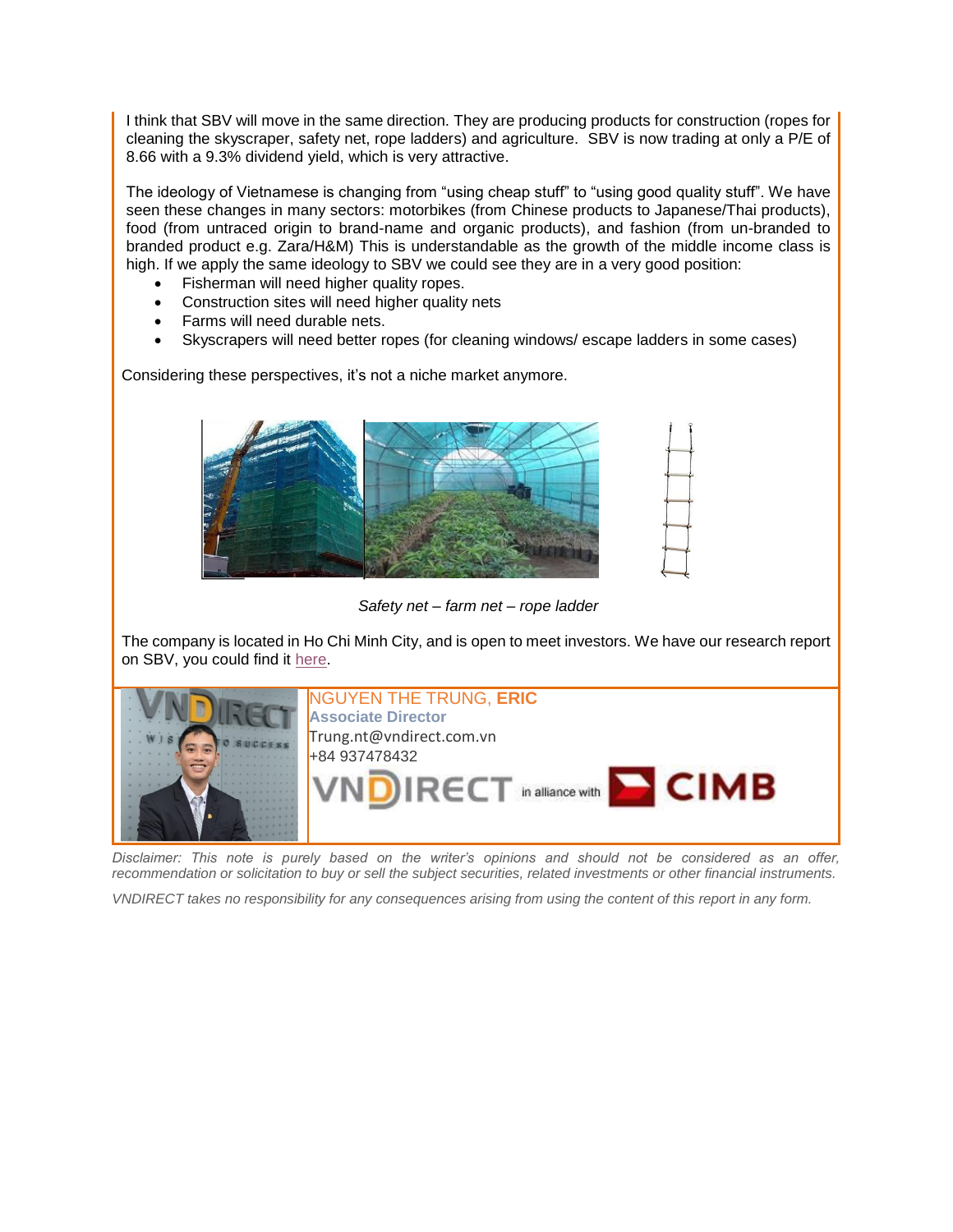I think that SBV will move in the same direction. They are producing products for construction (ropes for cleaning the skyscraper, safety net, rope ladders) and agriculture. SBV is now trading at only a P/E of 8.66 with a 9.3% dividend yield, which is very attractive.

The ideology of Vietnamese is changing from "using cheap stuff" to "using good quality stuff". We have seen these changes in many sectors: motorbikes (from Chinese products to Japanese/Thai products), food (from untraced origin to brand-name and organic products), and fashion (from un-branded to branded product e.g. Zara/H&M) This is understandable as the growth of the middle income class is high. If we apply the same ideology to SBV we could see they are in a very good position:

- Fisherman will need higher quality ropes.
- Construction sites will need higher quality nets
- Farms will need durable nets.
- Skyscrapers will need better ropes (for cleaning windows/ escape ladders in some cases)

Considering these perspectives, it's not a niche market anymore.

*Safety net – farm net – rope ladder*

The company is located in Ho Chi Minh City, and is open to meet investors. We have our research report on SBV, you could find it here.

NGUYEN THE TRUNG, **ERIC**

**Associate Director**

Trung.nt@vndirect.com.vn

+84 937478432

VNDIRECT in alliance with CIMB

*Disclaimer: This note is purely based on the writer's opinions and should not be considered as an offer, recommendation or solicitation to buy or sell the subject securities, related investments or other financial instruments.*

*VNDIRECT takes no responsibility for any consequences arising from using the content of this report in any form.*